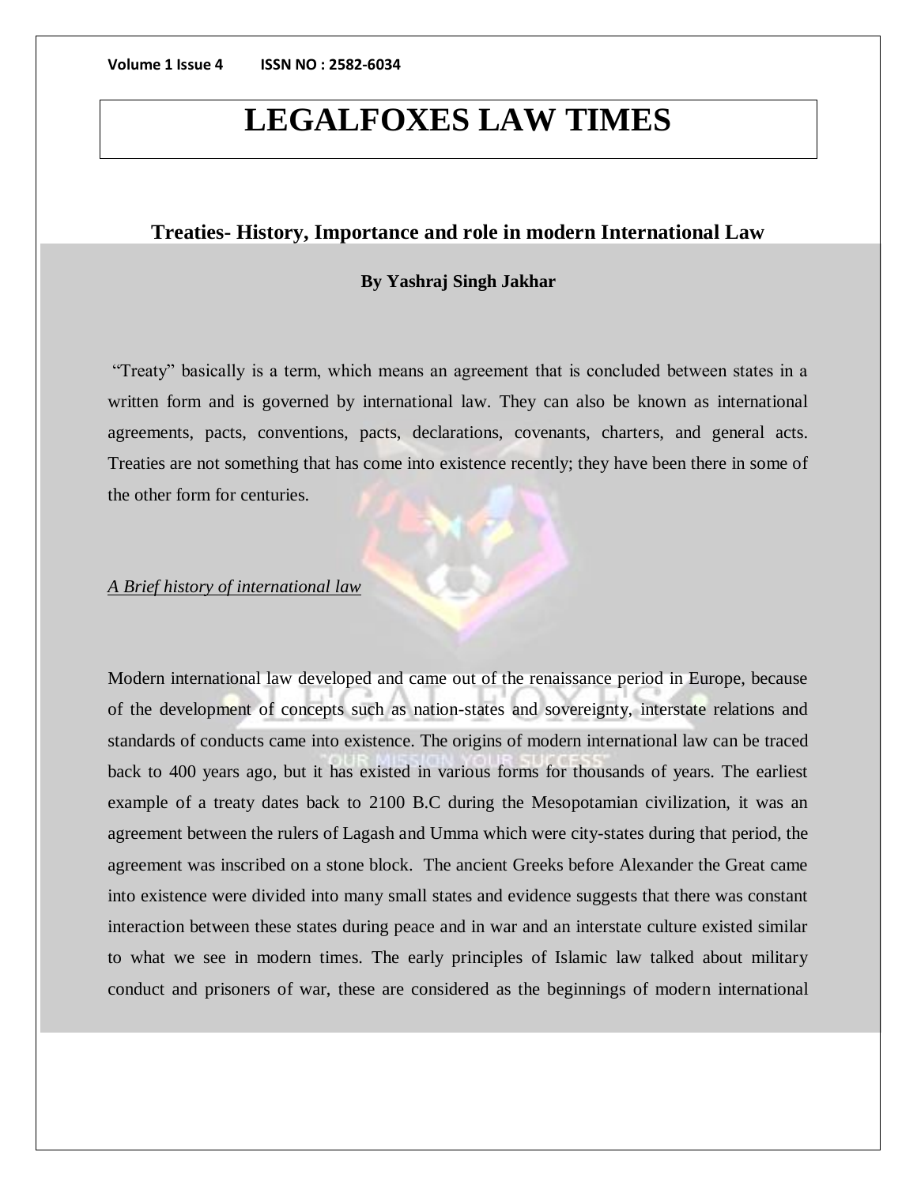# LEGALFOXES LAW TIMES

## Treaties- History, Importance and role in modern International Law

**By Yashraj Singh Jakhar**

"Treaty" basically is a term, which means an agreement that is concluded between states in a written form and is governed by international law. They can also be known as international agreements, pacts, conventions, pacts, declarations, covenants, charters, and general acts. Treaties are not something that has come into existence recently; they have been there in some of the other form for centuries.

*A Brief history of international law*

Modern international law developed and came out of the renaissance period in Europe, because of the development of concepts such as nation-states and sovereignty, interstate relations and standards of conducts came into existence. The origins of modern international law can be traced back to 400 years ago, but it has existed in various forms for thousands of years. The earliest example of a treaty dates back to 2100 B.C during the Mesopotamian civilization, it was an agreement between the rulers of Lagash and Umma which were city-states during that period, the agreement was inscribed on a stone block. The ancient Greeks before Alexander the Great came into existence were divided into many small states and evidence suggests that there was constant interaction between these states during peace and in war and an interstate culture existed similar to what we see in modern times. The early principles of Islamic law talked about military conduct and prisoners of war, these are considered as the beginnings of modern international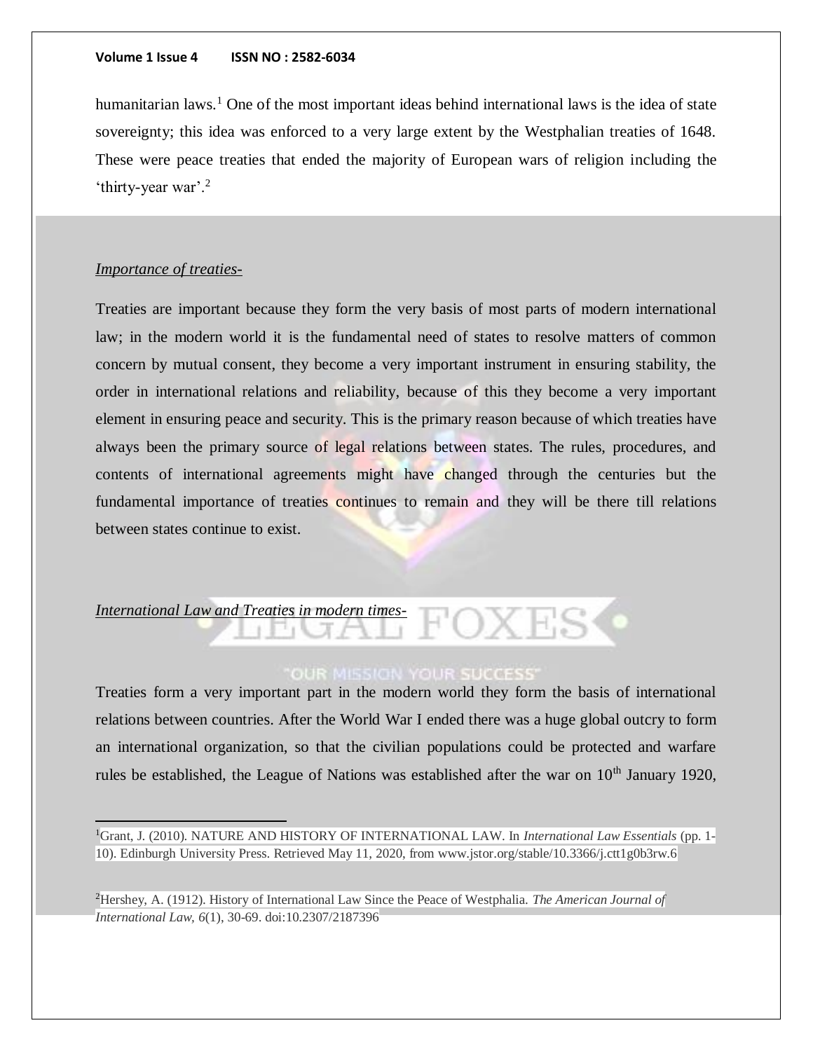humanitarian laws.[1] One of the most important ideas behind international laws is the idea of state sovereignty; this idea was enforced to a very large extent by the Westphalian treaties of 1648. These were peace treaties that ended the majority of European wars of religion including the 'thirty-year war'.[2]

*Importance of treaties-*

Treaties are important because they form the very basis of most parts of modern international law; in the modern world it is the fundamental need of states to resolve matters of common concern by mutual consent, they become a very important instrument in ensuring stability, the order in international relations and reliability, because of this they become a very important element in ensuring peace and security. This is the primary reason because of which treaties have always been the primary source of legal relations between states. The rules, procedures, and contents of international agreements might have changed through the centuries but the fundamental importance of treaties continues to remain and they will be there till relations between states continue to exist.

*International Law and Treaties in modern times-*

Treaties form a very important part in the modern world they form the basis of international relations between countries. After the World War I ended there was a huge global outcry to form an international organization, so that the civilian populations could be protected and warfare rules be established, the League of Nations was established after the war on 10th January 1920,

---

[1] Grant, J. (2010). NATURE AND HISTORY OF INTERNATIONAL LAW. In *International Law Essentials* (pp. 1-10). Edinburgh University Press. Retrieved May 11, 2020, from www.jstor.org/stable/10.3366/j.ctt1g0b3rw.6

[2] Hershey, A. (1912). History of International Law Since the Peace of Westphalia. *The American Journal of International Law*, *6*(1), 30-69. doi:10.2307/2187396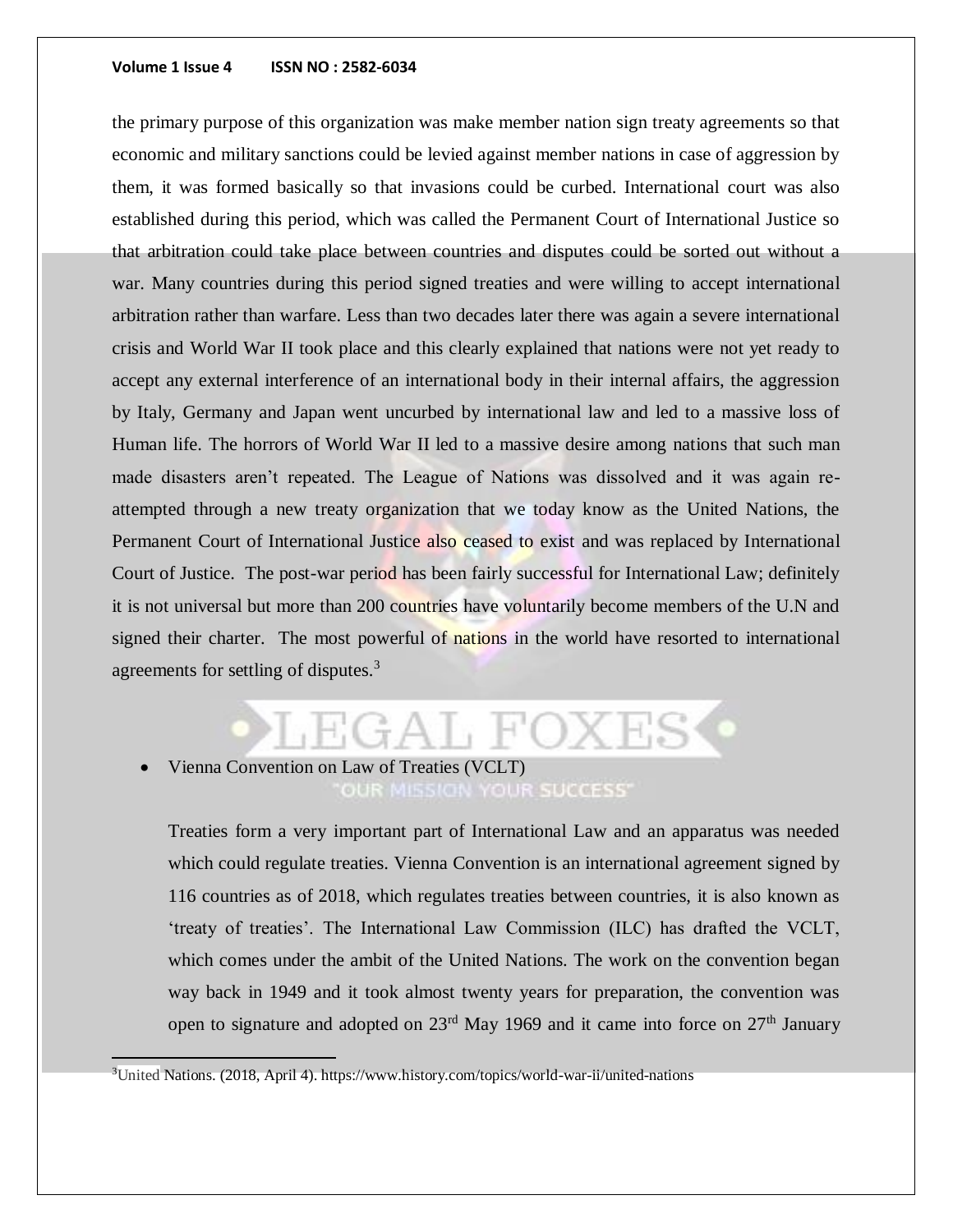the primary purpose of this organization was make member nation sign treaty agreements so that economic and military sanctions could be levied against member nations in case of aggression by them, it was formed basically so that invasions could be curbed. International court was also established during this period, which was called the Permanent Court of International Justice so that arbitration could take place between countries and disputes could be sorted out without a war. Many countries during this period signed treaties and were willing to accept international arbitration rather than warfare. Less than two decades later there was again a severe international crisis and World War II took place and this clearly explained that nations were not yet ready to accept any external interference of an international body in their internal affairs, the aggression by Italy, Germany and Japan went uncurbed by international law and led to a massive loss of Human life. The horrors of World War II led to a massive desire among nations that such man made disasters aren't repeated. The League of Nations was dissolved and it was again re-attempted through a new treaty organization that we today know as the United Nations, the Permanent Court of International Justice also ceased to exist and was replaced by International Court of Justice. The post-war period has been fairly successful for International Law; definitely it is not universal but more than 200 countries have voluntarily become members of the U.N and signed their charter. The most powerful of nations in the world have resorted to international agreements for settling of disputes.[3]

- Vienna Convention on Law of Treaties (VCLT)

  Treaties form a very important part of International Law and an apparatus was needed which could regulate treaties. Vienna Convention is an international agreement signed by 116 countries as of 2018, which regulates treaties between countries, it is also known as 'treaty of treaties'. The International Law Commission (ILC) has drafted the VCLT, which comes under the ambit of the United Nations. The work on the convention began way back in 1949 and it took almost twenty years for preparation, the convention was open to signature and adopted on 23rd May 1969 and it came into force on 27th January

[3] United Nations. (2018, April 4). https://www.history.com/topics/world-war-ii/united-nations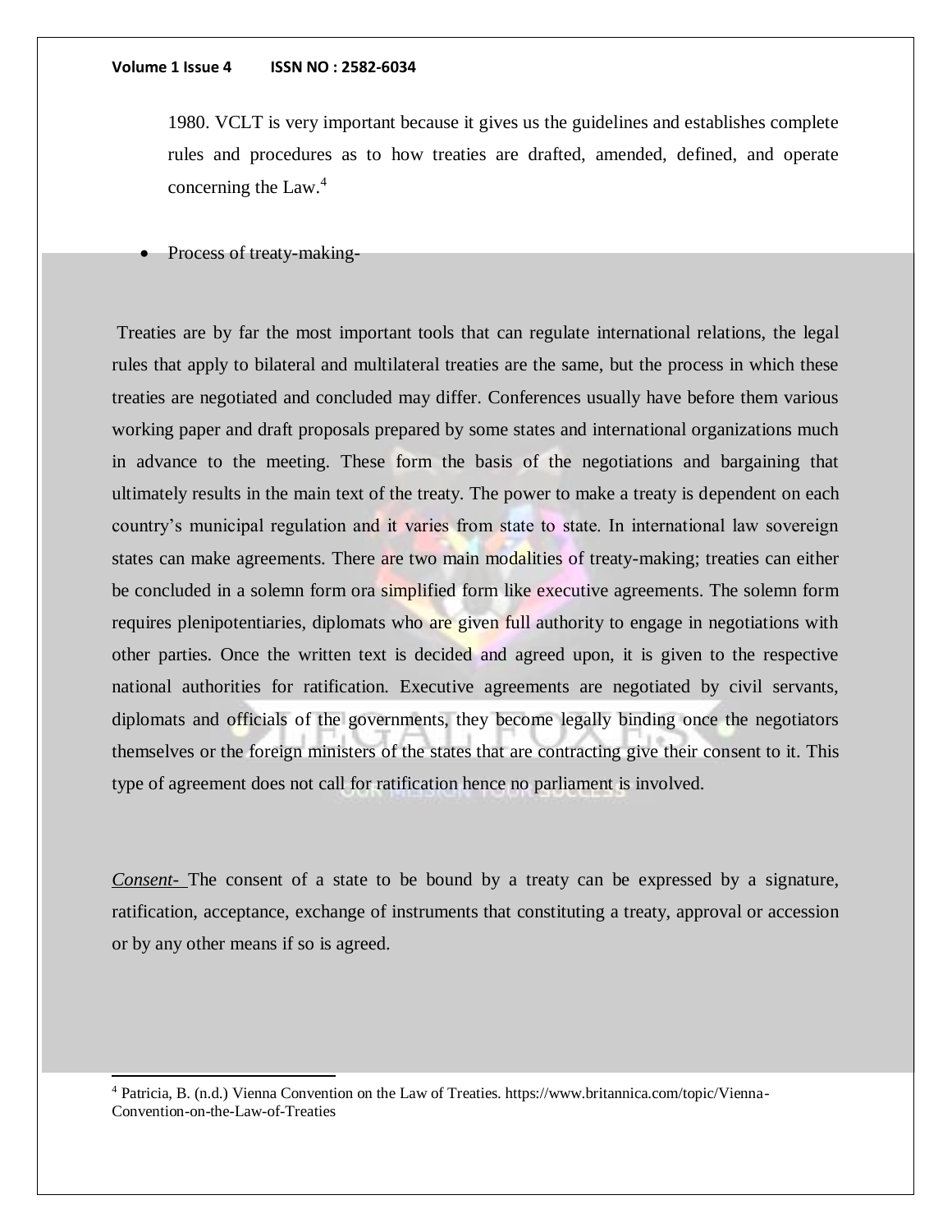1980. VCLT is very important because it gives us the guidelines and establishes complete rules and procedures as to how treaties are drafted, amended, defined, and operate concerning the Law.[4]

- Process of treaty-making-

Treaties are by far the most important tools that can regulate international relations, the legal rules that apply to bilateral and multilateral treaties are the same, but the process in which these treaties are negotiated and concluded may differ. Conferences usually have before them various working paper and draft proposals prepared by some states and international organizations much in advance to the meeting. These form the basis of the negotiations and bargaining that ultimately results in the main text of the treaty. The power to make a treaty is dependent on each country's municipal regulation and it varies from state to state. In international law sovereign states can make agreements. There are two main modalities of treaty-making; treaties can either be concluded in a solemn form ora simplified form like executive agreements. The solemn form requires plenipotentiaries, diplomats who are given full authority to engage in negotiations with other parties. Once the written text is decided and agreed upon, it is given to the respective national authorities for ratification. Executive agreements are negotiated by civil servants, diplomats and officials of the governments, they become legally binding once the negotiators themselves or the foreign ministers of the states that are contracting give their consent to it. This type of agreement does not call for ratification hence no parliament is involved.

*Consent-* The consent of a state to be bound by a treaty can be expressed by a signature, ratification, acceptance, exchange of instruments that constituting a treaty, approval or accession or by any other means if so is agreed.

---

[4] Patricia, B. (n.d.) Vienna Convention on the Law of Treaties. https://www.britannica.com/topic/Vienna-Convention-on-the-Law-of-Treaties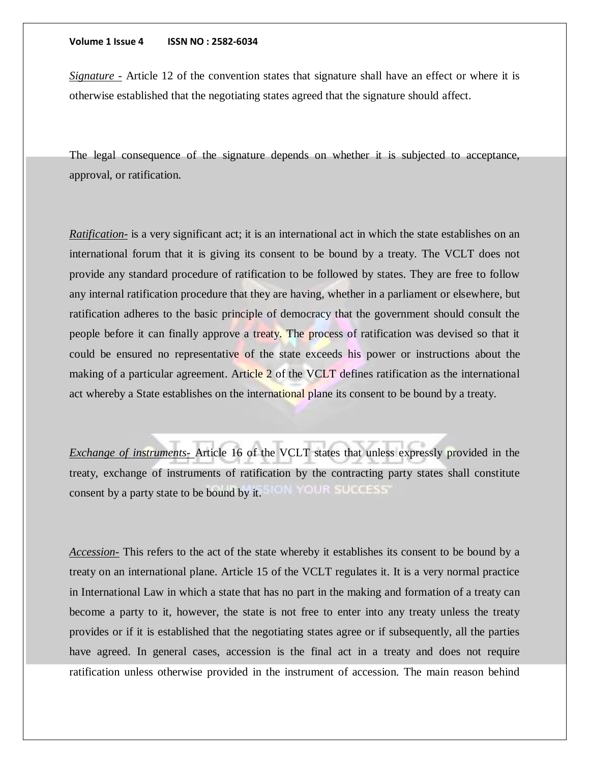*Signature -* Article 12 of the convention states that signature shall have an effect or where it is otherwise established that the negotiating states agreed that the signature should affect.

The legal consequence of the signature depends on whether it is subjected to acceptance, approval, or ratification.

*Ratification-* is a very significant act; it is an international act in which the state establishes on an international forum that it is giving its consent to be bound by a treaty. The VCLT does not provide any standard procedure of ratification to be followed by states. They are free to follow any internal ratification procedure that they are having, whether in a parliament or elsewhere, but ratification adheres to the basic principle of democracy that the government should consult the people before it can finally approve a treaty. The process of ratification was devised so that it could be ensured no representative of the state exceeds his power or instructions about the making of a particular agreement. Article 2 of the VCLT defines ratification as the international act whereby a State establishes on the international plane its consent to be bound by a treaty.

*Exchange of instruments-* Article 16 of the VCLT states that unless expressly provided in the treaty, exchange of instruments of ratification by the contracting party states shall constitute consent by a party state to be bound by it.

*Accession-* This refers to the act of the state whereby it establishes its consent to be bound by a treaty on an international plane. Article 15 of the VCLT regulates it. It is a very normal practice in International Law in which a state that has no part in the making and formation of a treaty can become a party to it, however, the state is not free to enter into any treaty unless the treaty provides or if it is established that the negotiating states agree or if subsequently, all the parties have agreed. In general cases, accession is the final act in a treaty and does not require ratification unless otherwise provided in the instrument of accession. The main reason behind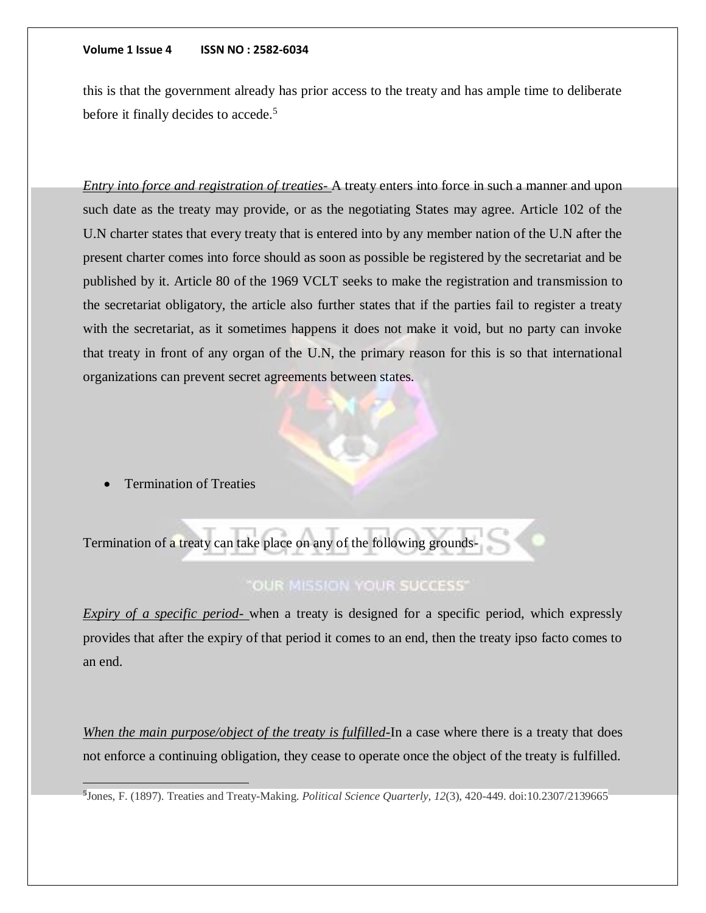this is that the government already has prior access to the treaty and has ample time to deliberate before it finally decides to accede.[5]

*Entry into force and registration of treaties-* A treaty enters into force in such a manner and upon such date as the treaty may provide, or as the negotiating States may agree. Article 102 of the U.N charter states that every treaty that is entered into by any member nation of the U.N after the present charter comes into force should as soon as possible be registered by the secretariat and be published by it. Article 80 of the 1969 VCLT seeks to make the registration and transmission to the secretariat obligatory, the article also further states that if the parties fail to register a treaty with the secretariat, as it sometimes happens it does not make it void, but no party can invoke that treaty in front of any organ of the U.N, the primary reason for this is so that international organizations can prevent secret agreements between states.

- Termination of Treaties

Termination of a treaty can take place on any of the following grounds-

*Expiry of a specific period-* when a treaty is designed for a specific period, which expressly provides that after the expiry of that period it comes to an end, then the treaty ipso facto comes to an end.

*When the main purpose/object of the treaty is fulfilled-*In a case where there is a treaty that does not enforce a continuing obligation, they cease to operate once the object of the treaty is fulfilled.

---

[5]Jones, F. (1897). Treaties and Treaty-Making. *Political Science Quarterly, 12*(3), 420-449. doi:10.2307/2139665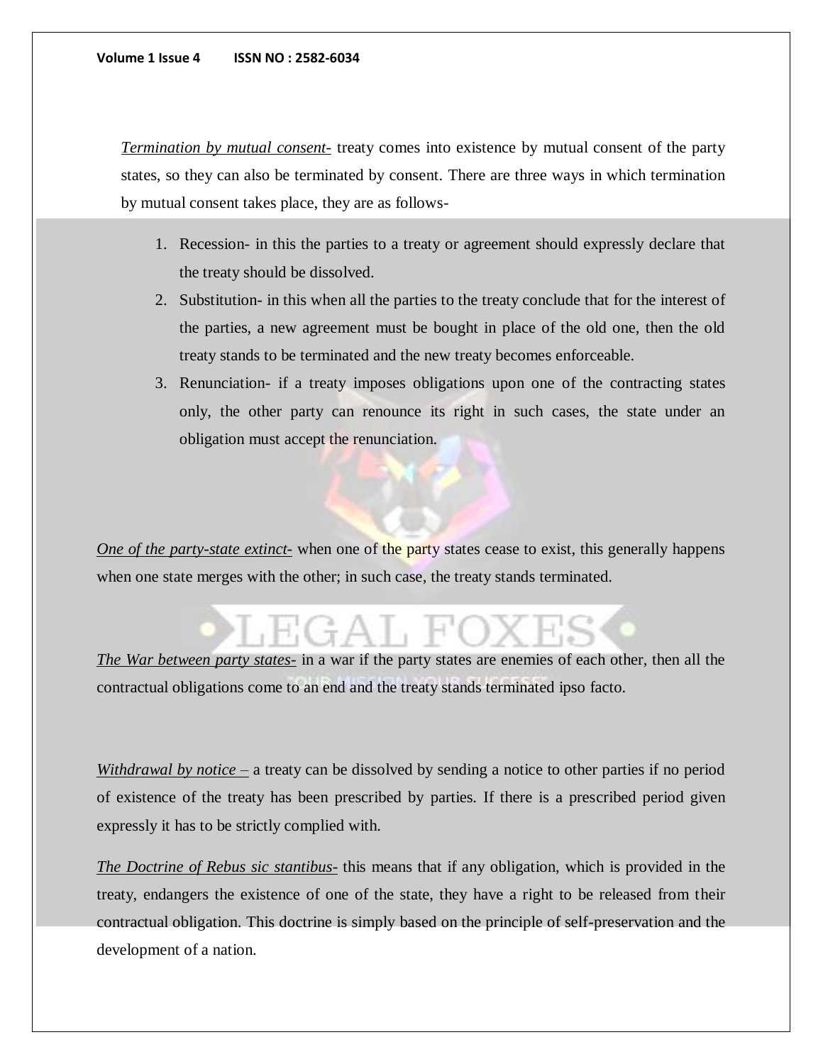*Termination by mutual consent-* treaty comes into existence by mutual consent of the party states, so they can also be terminated by consent. There are three ways in which termination by mutual consent takes place, they are as follows-

1. Recession- in this the parties to a treaty or agreement should expressly declare that the treaty should be dissolved.
2. Substitution- in this when all the parties to the treaty conclude that for the interest of the parties, a new agreement must be bought in place of the old one, then the old treaty stands to be terminated and the new treaty becomes enforceable.
3. Renunciation- if a treaty imposes obligations upon one of the contracting states only, the other party can renounce its right in such cases, the state under an obligation must accept the renunciation.

*One of the party-state extinct-* when one of the party states cease to exist, this generally happens when one state merges with the other; in such case, the treaty stands terminated.

*The War between party states-* in a war if the party states are enemies of each other, then all the contractual obligations come to an end and the treaty stands terminated ipso facto.

*Withdrawal by notice –* a treaty can be dissolved by sending a notice to other parties if no period of existence of the treaty has been prescribed by parties. If there is a prescribed period given expressly it has to be strictly complied with.

*The Doctrine of Rebus sic stantibus-* this means that if any obligation, which is provided in the treaty, endangers the existence of one of the state, they have a right to be released from their contractual obligation. This doctrine is simply based on the principle of self-preservation and the development of a nation.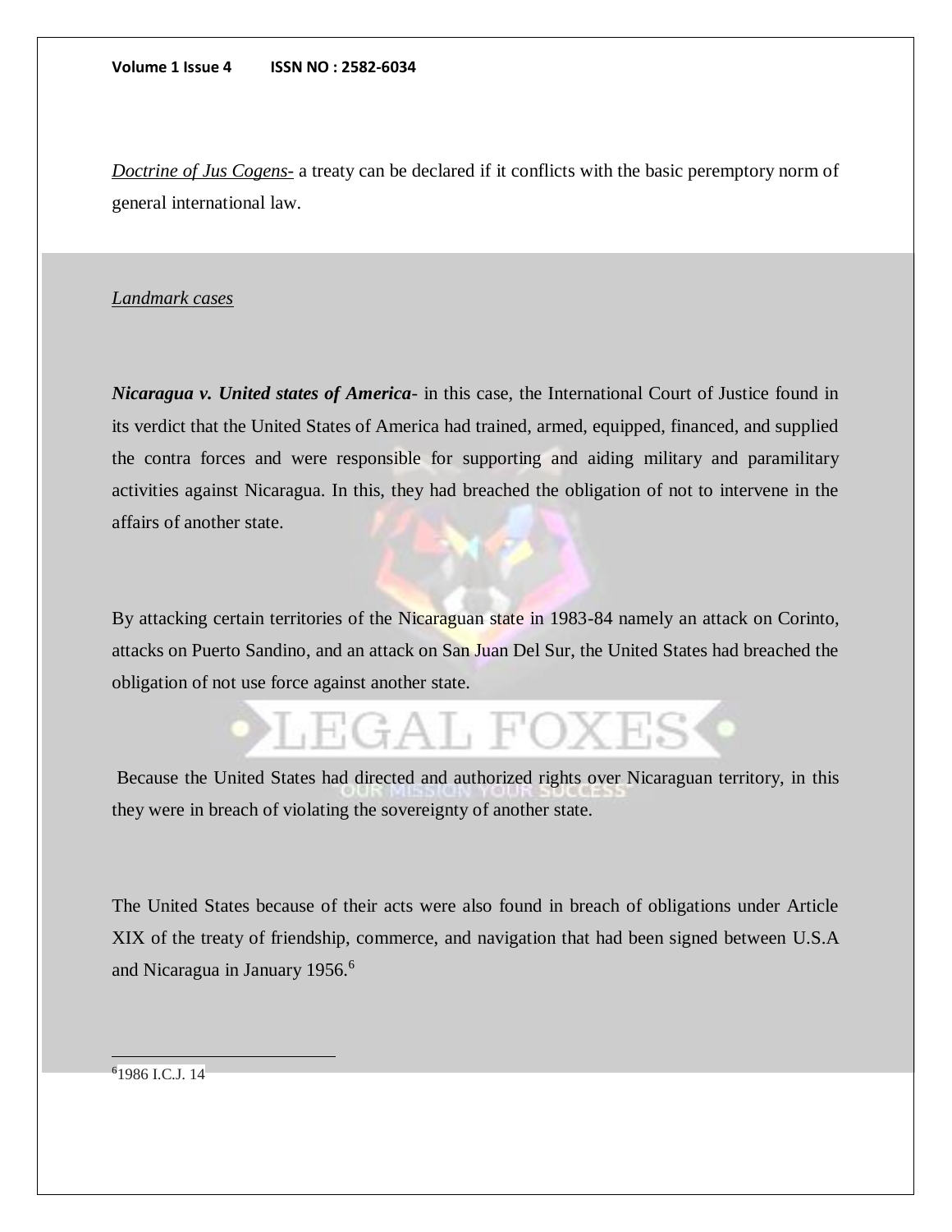*<u>Doctrine of Jus Cogens-</u>* a treaty can be declared if it conflicts with the basic peremptory norm of general international law.

*<u>Landmark cases</u>*

***Nicaragua v. United states of America***- in this case, the International Court of Justice found in its verdict that the United States of America had trained, armed, equipped, financed, and supplied the contra forces and were responsible for supporting and aiding military and paramilitary activities against Nicaragua. In this, they had breached the obligation of not to intervene in the affairs of another state.

By attacking certain territories of the Nicaraguan state in 1983-84 namely an attack on Corinto, attacks on Puerto Sandino, and an attack on San Juan Del Sur, the United States had breached the obligation of not use force against another state.

Because the United States had directed and authorized rights over Nicaraguan territory, in this they were in breach of violating the sovereignty of another state.

The United States because of their acts were also found in breach of obligations under Article XIX of the treaty of friendship, commerce, and navigation that had been signed between U.S.A and Nicaragua in January 1956.[6]

---

[6] 1986 I.C.J. 14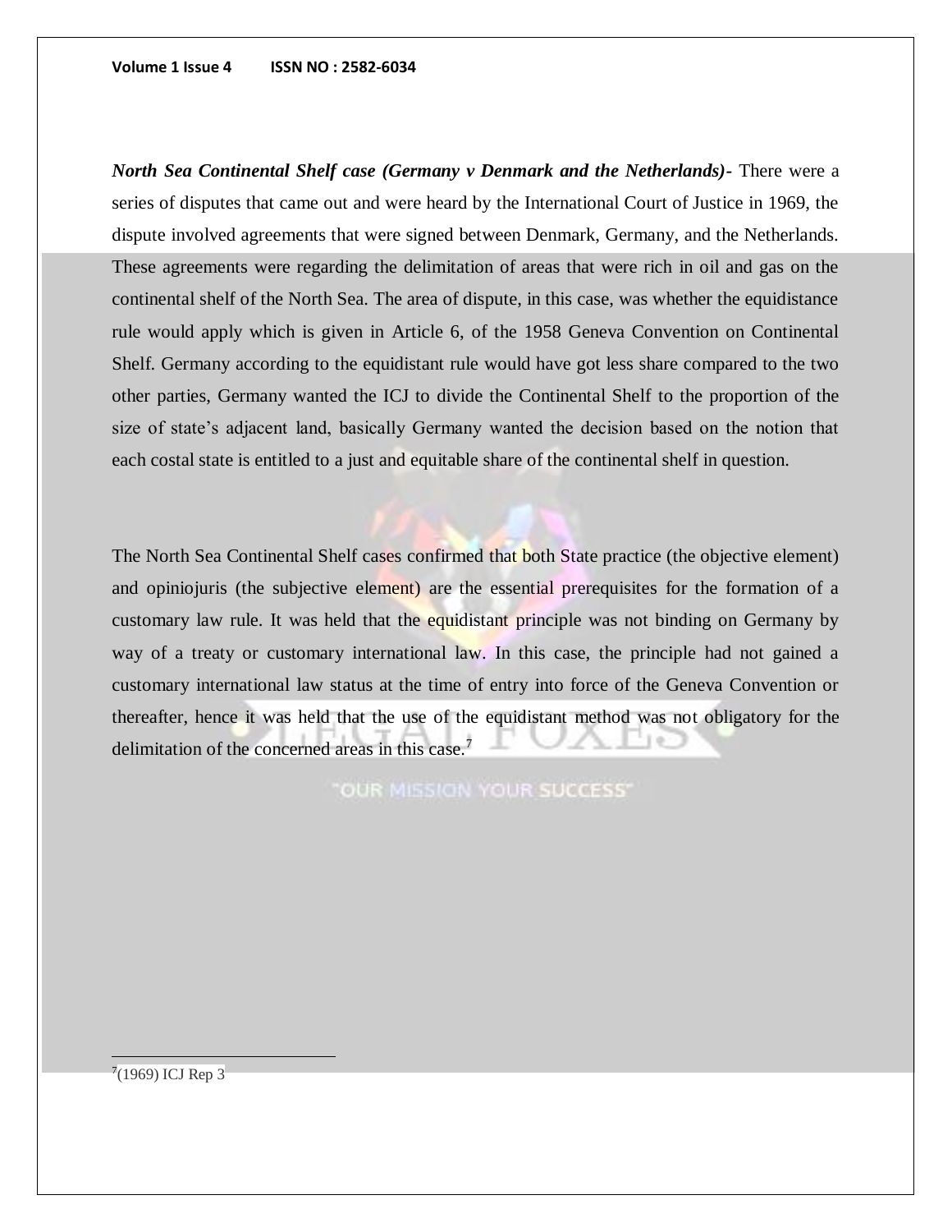***North Sea Continental Shelf case (Germany v Denmark and the Netherlands)-*** There were a series of disputes that came out and were heard by the International Court of Justice in 1969, the dispute involved agreements that were signed between Denmark, Germany, and the Netherlands. These agreements were regarding the delimitation of areas that were rich in oil and gas on the continental shelf of the North Sea. The area of dispute, in this case, was whether the equidistance rule would apply which is given in Article 6, of the 1958 Geneva Convention on Continental Shelf. Germany according to the equidistant rule would have got less share compared to the two other parties, Germany wanted the ICJ to divide the Continental Shelf to the proportion of the size of state's adjacent land, basically Germany wanted the decision based on the notion that each costal state is entitled to a just and equitable share of the continental shelf in question.

The North Sea Continental Shelf cases confirmed that both State practice (the objective element) and opiniojuris (the subjective element) are the essential prerequisites for the formation of a customary law rule. It was held that the equidistant principle was not binding on Germany by way of a treaty or customary international law. In this case, the principle had not gained a customary international law status at the time of entry into force of the Geneva Convention or thereafter, hence it was held that the use of the equidistant method was not obligatory for the delimitation of the concerned areas in this case.[7]

[7](1969) ICJ Rep 3